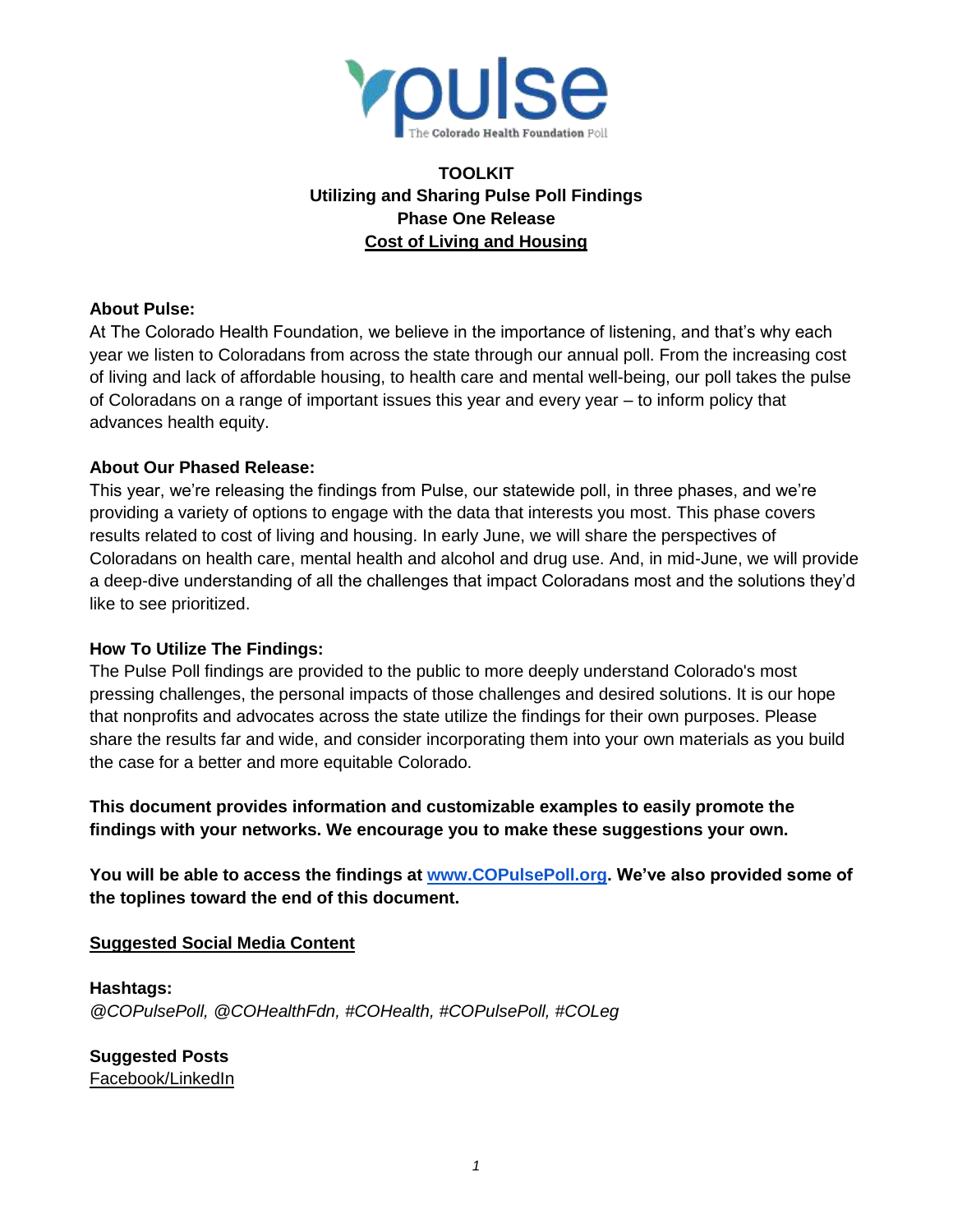pulse
The Colorado Health Foundation Poll

# TOOLKIT
## Utilizing and Sharing Pulse Poll Findings
## Phase One Release
## Cost of Living and Housing

**About Pulse:**
At The Colorado Health Foundation, we believe in the importance of listening, and that's why each year we listen to Coloradans from across the state through our annual poll. From the increasing cost of living and lack of affordable housing, to health care and mental well-being, our poll takes the pulse of Coloradans on a range of important issues this year and every year – to inform policy that advances health equity.

**About Our Phased Release:**
This year, we're releasing the findings from Pulse, our statewide poll, in three phases, and we're providing a variety of options to engage with the data that interests you most. This phase covers results related to cost of living and housing. In early June, we will share the perspectives of Coloradans on health care, mental health and alcohol and drug use. And, in mid-June, we will provide a deep-dive understanding of all the challenges that impact Coloradans most and the solutions they'd like to see prioritized.

**How To Utilize The Findings:**
The Pulse Poll findings are provided to the public to more deeply understand Colorado's most pressing challenges, the personal impacts of those challenges and desired solutions. It is our hope that nonprofits and advocates across the state utilize the findings for their own purposes. Please share the results far and wide, and consider incorporating them into your own materials as you build the case for a better and more equitable Colorado.

**This document provides information and customizable examples to easily promote the findings with your networks. We encourage you to make these suggestions your own.**

**You will be able to access the findings at [www.COPulsePoll.org](http://www.COPulsePoll.org). We've also provided some of the toplines toward the end of this document.**

**Suggested Social Media Content**

**Hashtags:**
*@COPulsePoll, @COHealthFdn, #COHealth, #COPulsePoll, #COLeg*

**Suggested Posts**
Facebook/LinkedIn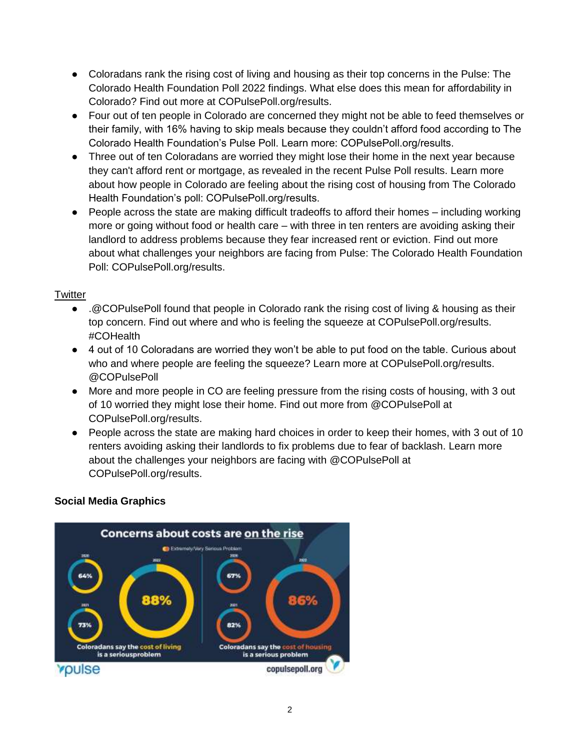- Coloradans rank the rising cost of living and housing as their top concerns in the Pulse: The Colorado Health Foundation Poll 2022 findings. What else does this mean for affordability in Colorado? Find out more at COPulsePoll.org/results.
- Four out of ten people in Colorado are concerned they might not be able to feed themselves or their family, with 16% having to skip meals because they couldn't afford food according to The Colorado Health Foundation's Pulse Poll. Learn more: COPulsePoll.org/results.
- Three out of ten Coloradans are worried they might lose their home in the next year because they can't afford rent or mortgage, as revealed in the recent Pulse Poll results. Learn more about how people in Colorado are feeling about the rising cost of housing from The Colorado Health Foundation's poll: COPulsePoll.org/results.
- People across the state are making difficult tradeoffs to afford their homes – including working more or going without food or health care – with three in ten renters are avoiding asking their landlord to address problems because they fear increased rent or eviction. Find out more about what challenges your neighbors are facing from Pulse: The Colorado Health Foundation Poll: COPulsePoll.org/results.

Twitter

- .@COPulsePoll found that people in Colorado rank the rising cost of living & housing as their top concern. Find out where and who is feeling the squeeze at COPulsePoll.org/results. #COHealth
- 4 out of 10 Coloradans are worried they won't be able to put food on the table. Curious about who and where people are feeling the squeeze? Learn more at COPulsePoll.org/results. @COPulsePoll
- More and more people in CO are feeling pressure from the rising costs of housing, with 3 out of 10 worried they might lose their home. Find out more from @COPulsePoll at COPulsePoll.org/results.
- People across the state are making hard choices in order to keep their homes, with 3 out of 10 renters avoiding asking their landlords to fix problems due to fear of backlash. Learn more about the challenges your neighbors are facing with @COPulsePoll at COPulsePoll.org/results.

**Social Media Graphics**

Concerns about costs are on the rise

Extremely/Very Serious Problem

2020: 64% | 2021: 73% | 2022: 88%

Coloradans say the cost of living is a seriousproblem

2020: 67% | 2021: 82% | 2022: 86%

Coloradans say the cost of housing is a serious problem

pulse

copulsepoll.org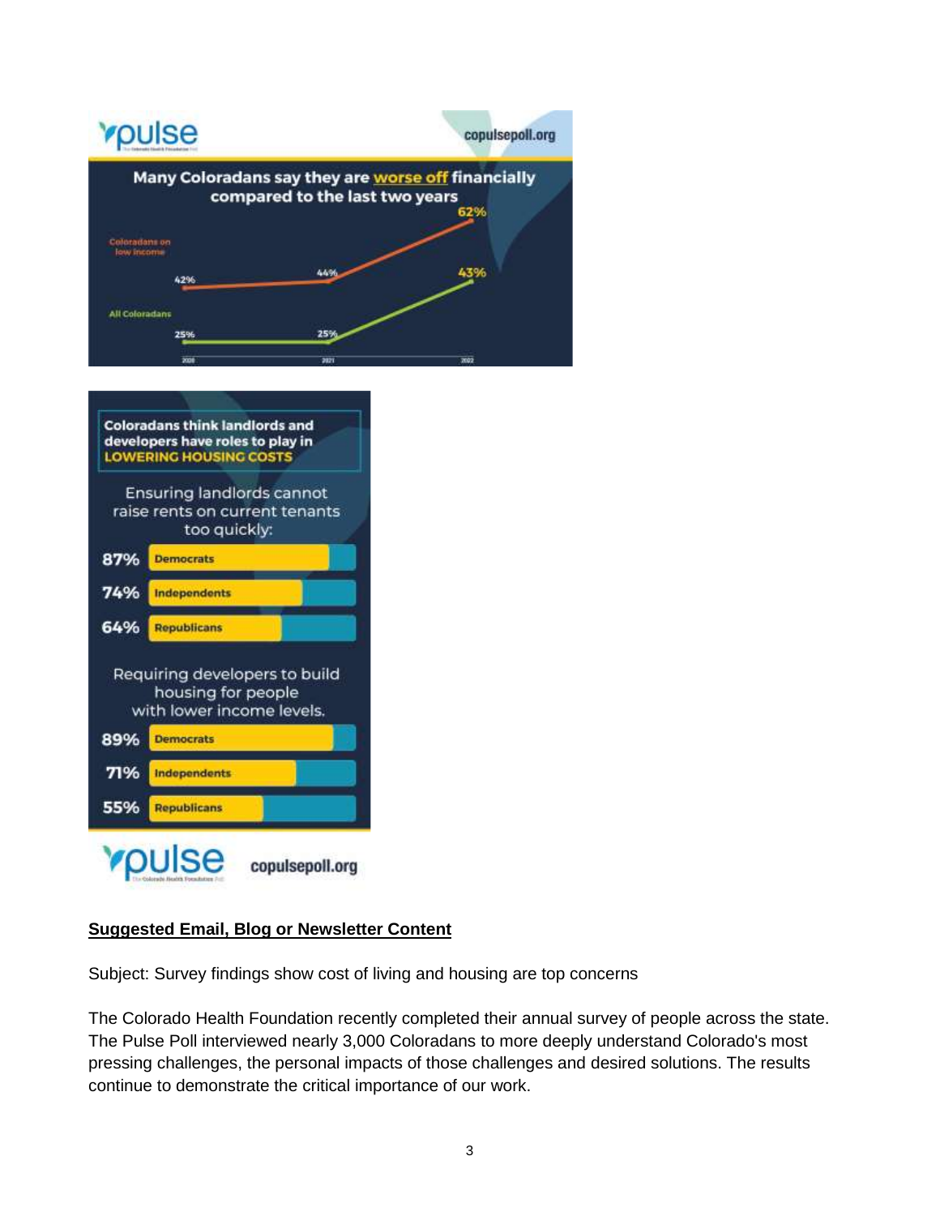pulse

copulsepoll.org

**Many Coloradans say they are worse off financially compared to the last two years**

| | 2020 | 2021 | 2022 |
|---|---|---|---|
| Coloradans on low income | 42% | 44% | 62% |
| All Coloradans | 25% | 25% | 43% |

**Coloradans think landlords and developers have roles to play in LOWERING HOUSING COSTS**

Ensuring landlords cannot raise rents on current tenants too quickly:

| | |
|---|---|
| 87% | Democrats |
| 74% | Independents |
| 64% | Republicans |

Requiring developers to build housing for people with lower income levels.

| | |
|---|---|
| 89% | Democrats |
| 71% | Independents |
| 55% | Republicans |

pulse copulsepoll.org

**Suggested Email, Blog or Newsletter Content**

Subject: Survey findings show cost of living and housing are top concerns

The Colorado Health Foundation recently completed their annual survey of people across the state. The Pulse Poll interviewed nearly 3,000 Coloradans to more deeply understand Colorado's most pressing challenges, the personal impacts of those challenges and desired solutions. The results continue to demonstrate the critical importance of our work.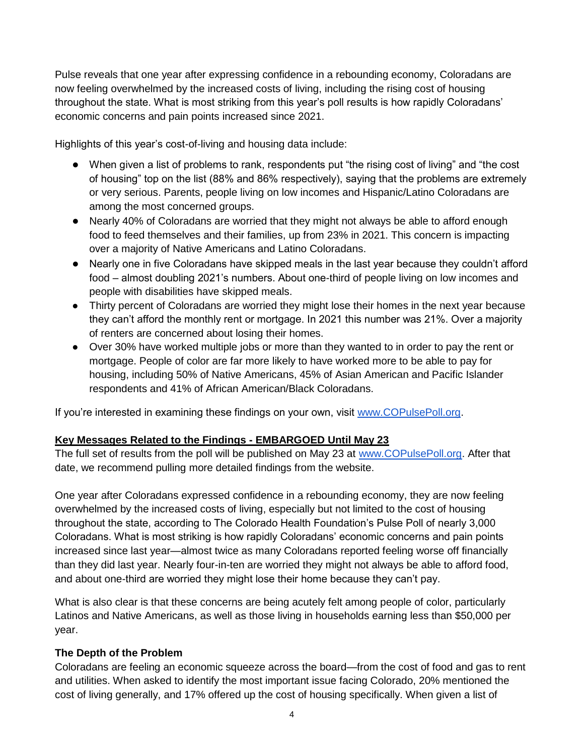Pulse reveals that one year after expressing confidence in a rebounding economy, Coloradans are now feeling overwhelmed by the increased costs of living, including the rising cost of housing throughout the state. What is most striking from this year's poll results is how rapidly Coloradans' economic concerns and pain points increased since 2021.

Highlights of this year's cost-of-living and housing data include:

- When given a list of problems to rank, respondents put "the rising cost of living" and "the cost of housing" top on the list (88% and 86% respectively), saying that the problems are extremely or very serious. Parents, people living on low incomes and Hispanic/Latino Coloradans are among the most concerned groups.
- Nearly 40% of Coloradans are worried that they might not always be able to afford enough food to feed themselves and their families, up from 23% in 2021. This concern is impacting over a majority of Native Americans and Latino Coloradans.
- Nearly one in five Coloradans have skipped meals in the last year because they couldn't afford food – almost doubling 2021's numbers. About one-third of people living on low incomes and people with disabilities have skipped meals.
- Thirty percent of Coloradans are worried they might lose their homes in the next year because they can't afford the monthly rent or mortgage. In 2021 this number was 21%. Over a majority of renters are concerned about losing their homes.
- Over 30% have worked multiple jobs or more than they wanted to in order to pay the rent or mortgage. People of color are far more likely to have worked more to be able to pay for housing, including 50% of Native Americans, 45% of Asian American and Pacific Islander respondents and 41% of African American/Black Coloradans.

If you're interested in examining these findings on your own, visit [www.COPulsePoll.org](http://www.COPulsePoll.org).

**Key Messages Related to the Findings - EMBARGOED Until May 23**

The full set of results from the poll will be published on May 23 at [www.COPulsePoll.org](http://www.COPulsePoll.org). After that date, we recommend pulling more detailed findings from the website.

One year after Coloradans expressed confidence in a rebounding economy, they are now feeling overwhelmed by the increased costs of living, especially but not limited to the cost of housing throughout the state, according to The Colorado Health Foundation's Pulse Poll of nearly 3,000 Coloradans. What is most striking is how rapidly Coloradans' economic concerns and pain points increased since last year—almost twice as many Coloradans reported feeling worse off financially than they did last year. Nearly four-in-ten are worried they might not always be able to afford food, and about one-third are worried they might lose their home because they can't pay.

What is also clear is that these concerns are being acutely felt among people of color, particularly Latinos and Native Americans, as well as those living in households earning less than $50,000 per year.

### The Depth of the Problem

Coloradans are feeling an economic squeeze across the board—from the cost of food and gas to rent and utilities. When asked to identify the most important issue facing Colorado, 20% mentioned the cost of living generally, and 17% offered up the cost of housing specifically. When given a list of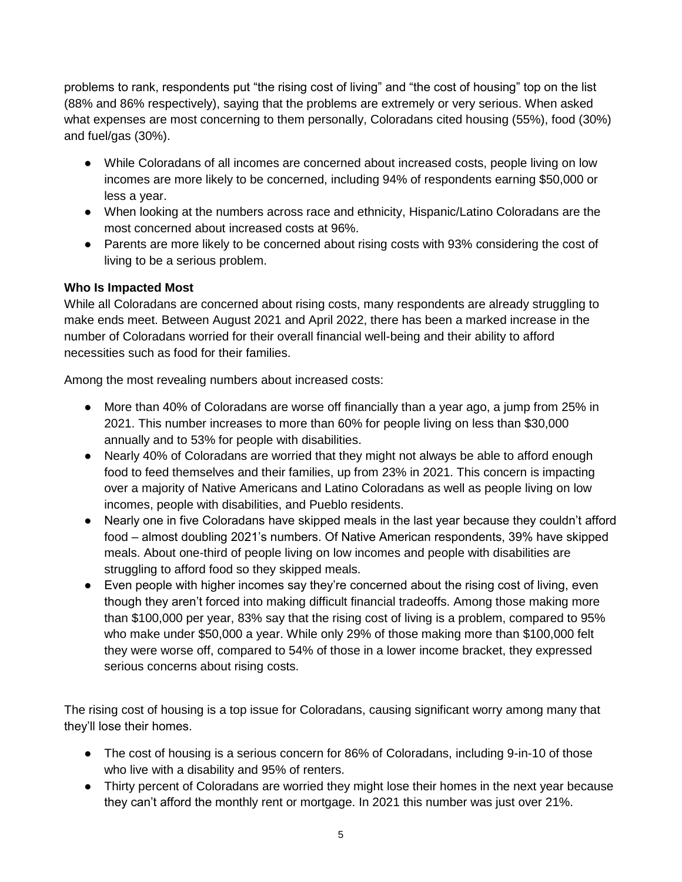problems to rank, respondents put "the rising cost of living" and "the cost of housing" top on the list (88% and 86% respectively), saying that the problems are extremely or very serious. When asked what expenses are most concerning to them personally, Coloradans cited housing (55%), food (30%) and fuel/gas (30%).

- While Coloradans of all incomes are concerned about increased costs, people living on low incomes are more likely to be concerned, including 94% of respondents earning $50,000 or less a year.
- When looking at the numbers across race and ethnicity, Hispanic/Latino Coloradans are the most concerned about increased costs at 96%.
- Parents are more likely to be concerned about rising costs with 93% considering the cost of living to be a serious problem.

**Who Is Impacted Most**

While all Coloradans are concerned about rising costs, many respondents are already struggling to make ends meet. Between August 2021 and April 2022, there has been a marked increase in the number of Coloradans worried for their overall financial well-being and their ability to afford necessities such as food for their families.

Among the most revealing numbers about increased costs:

- More than 40% of Coloradans are worse off financially than a year ago, a jump from 25% in 2021. This number increases to more than 60% for people living on less than $30,000 annually and to 53% for people with disabilities.
- Nearly 40% of Coloradans are worried that they might not always be able to afford enough food to feed themselves and their families, up from 23% in 2021. This concern is impacting over a majority of Native Americans and Latino Coloradans as well as people living on low incomes, people with disabilities, and Pueblo residents.
- Nearly one in five Coloradans have skipped meals in the last year because they couldn't afford food – almost doubling 2021's numbers. Of Native American respondents, 39% have skipped meals. About one-third of people living on low incomes and people with disabilities are struggling to afford food so they skipped meals.
- Even people with higher incomes say they're concerned about the rising cost of living, even though they aren't forced into making difficult financial tradeoffs. Among those making more than $100,000 per year, 83% say that the rising cost of living is a problem, compared to 95% who make under $50,000 a year. While only 29% of those making more than $100,000 felt they were worse off, compared to 54% of those in a lower income bracket, they expressed serious concerns about rising costs.

The rising cost of housing is a top issue for Coloradans, causing significant worry among many that they'll lose their homes.

- The cost of housing is a serious concern for 86% of Coloradans, including 9-in-10 of those who live with a disability and 95% of renters.
- Thirty percent of Coloradans are worried they might lose their homes in the next year because they can't afford the monthly rent or mortgage. In 2021 this number was just over 21%.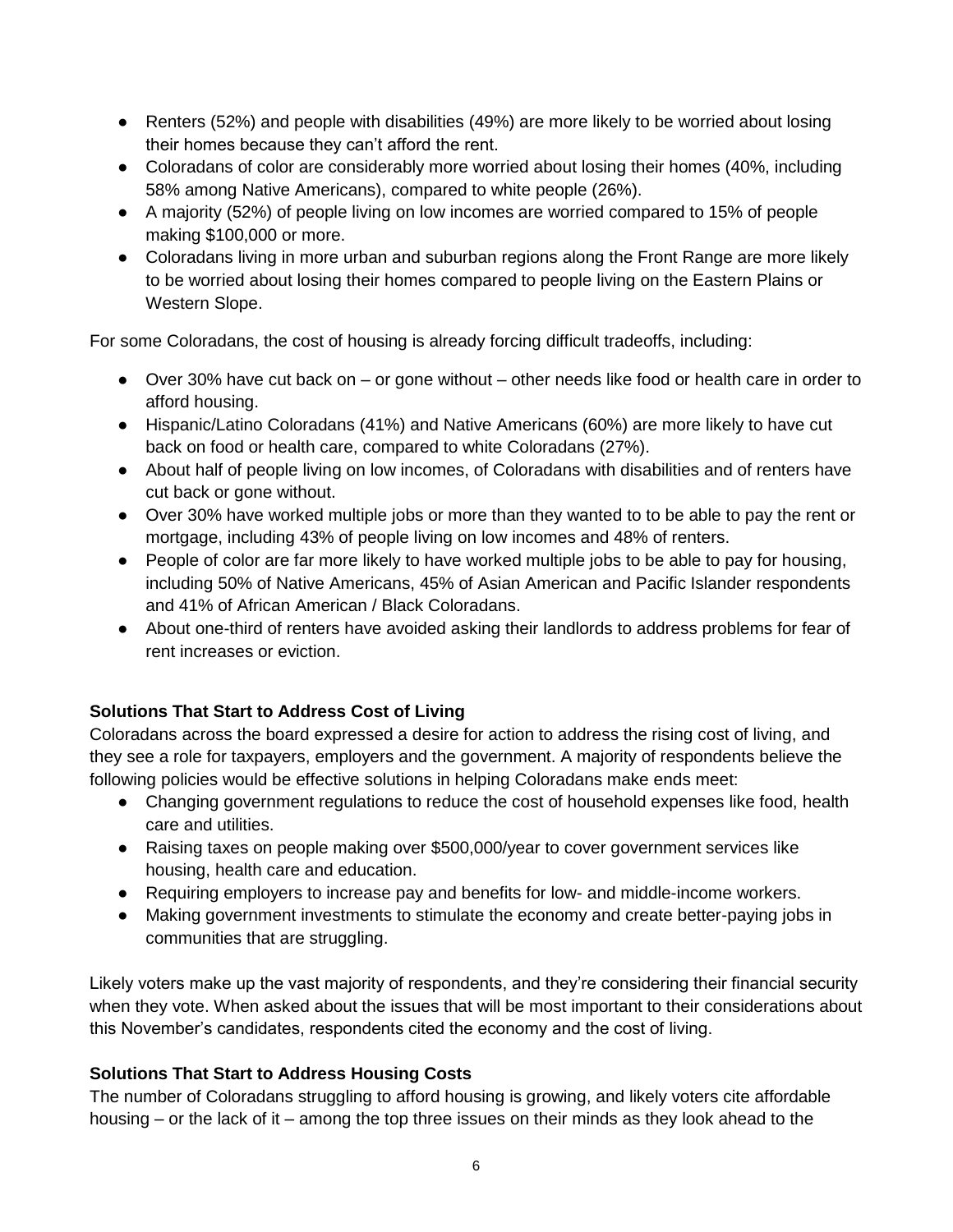- Renters (52%) and people with disabilities (49%) are more likely to be worried about losing their homes because they can't afford the rent.
- Coloradans of color are considerably more worried about losing their homes (40%, including 58% among Native Americans), compared to white people (26%).
- A majority (52%) of people living on low incomes are worried compared to 15% of people making $100,000 or more.
- Coloradans living in more urban and suburban regions along the Front Range are more likely to be worried about losing their homes compared to people living on the Eastern Plains or Western Slope.

For some Coloradans, the cost of housing is already forcing difficult tradeoffs, including:

- Over 30% have cut back on – or gone without – other needs like food or health care in order to afford housing.
- Hispanic/Latino Coloradans (41%) and Native Americans (60%) are more likely to have cut back on food or health care, compared to white Coloradans (27%).
- About half of people living on low incomes, of Coloradans with disabilities and of renters have cut back or gone without.
- Over 30% have worked multiple jobs or more than they wanted to to be able to pay the rent or mortgage, including 43% of people living on low incomes and 48% of renters.
- People of color are far more likely to have worked multiple jobs to be able to pay for housing, including 50% of Native Americans, 45% of Asian American and Pacific Islander respondents and 41% of African American / Black Coloradans.
- About one-third of renters have avoided asking their landlords to address problems for fear of rent increases or eviction.

**Solutions That Start to Address Cost of Living**

Coloradans across the board expressed a desire for action to address the rising cost of living, and they see a role for taxpayers, employers and the government. A majority of respondents believe the following policies would be effective solutions in helping Coloradans make ends meet:

- Changing government regulations to reduce the cost of household expenses like food, health care and utilities.
- Raising taxes on people making over $500,000/year to cover government services like housing, health care and education.
- Requiring employers to increase pay and benefits for low- and middle-income workers.
- Making government investments to stimulate the economy and create better-paying jobs in communities that are struggling.

Likely voters make up the vast majority of respondents, and they're considering their financial security when they vote. When asked about the issues that will be most important to their considerations about this November's candidates, respondents cited the economy and the cost of living.

**Solutions That Start to Address Housing Costs**

The number of Coloradans struggling to afford housing is growing, and likely voters cite affordable housing – or the lack of it – among the top three issues on their minds as they look ahead to the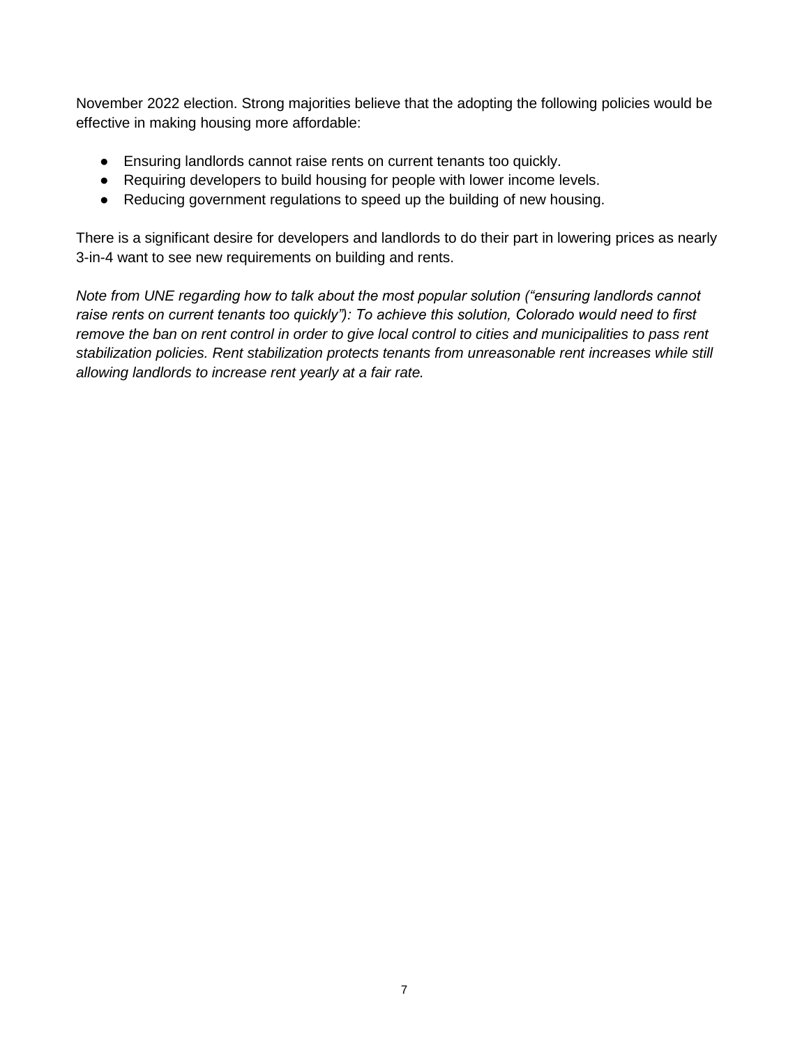November 2022 election. Strong majorities believe that the adopting the following policies would be effective in making housing more affordable:

- Ensuring landlords cannot raise rents on current tenants too quickly.
- Requiring developers to build housing for people with lower income levels.
- Reducing government regulations to speed up the building of new housing.

There is a significant desire for developers and landlords to do their part in lowering prices as nearly 3-in-4 want to see new requirements on building and rents.

*Note from UNE regarding how to talk about the most popular solution ("ensuring landlords cannot raise rents on current tenants too quickly"): To achieve this solution, Colorado would need to first remove the ban on rent control in order to give local control to cities and municipalities to pass rent stabilization policies. Rent stabilization protects tenants from unreasonable rent increases while still allowing landlords to increase rent yearly at a fair rate.*